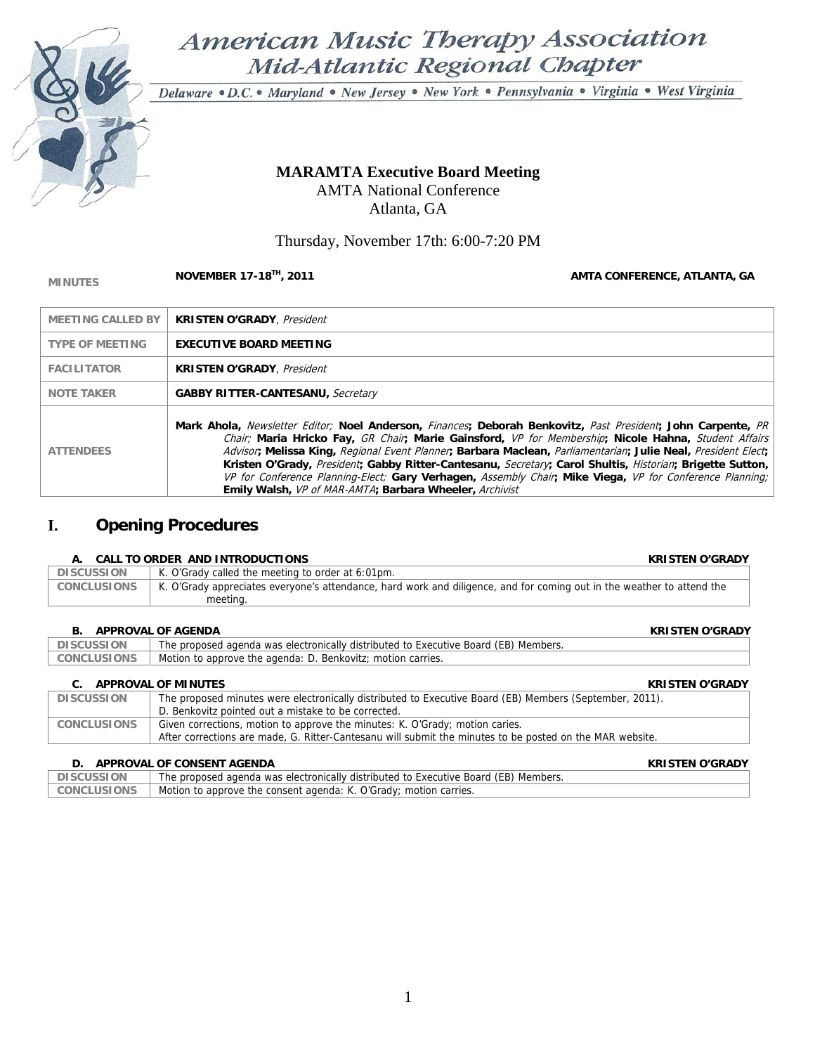# American Music Therapy Association
## Mid-Atlantic Regional Chapter

Delaware • D.C. • Maryland • New Jersey • New York • Pennsylvania • Virginia • West Virginia

**MARAMTA Executive Board Meeting**
AMTA National Conference
Atlanta, GA

Thursday, November 17th: 6:00-7:20 PM

MINUTES **NOVEMBER 17-18TH, 2011** **AMTA CONFERENCE, ATLANTA, GA**

| | |
|---|---|
| MEETING CALLED BY | **KRISTEN O'GRADY**, *President* |
| TYPE OF MEETING | **EXECUTIVE BOARD MEETING** |
| FACILITATOR | **KRISTEN O'GRADY**, *President* |
| NOTE TAKER | **GABBY RITTER-CANTESANU,** *Secretary* |
| ATTENDEES | **Mark Ahola,** *Newsletter Editor;* **Noel Anderson,** *Finances***; Deborah Benkovitz,** *Past President***; John Carpente,** *PR Chair;* **Maria Hricko Fay,** *GR Chair***; Marie Gainsford,** *VP for Membership***; Nicole Hahna,** *Student Affairs Advisor***; Melissa King,** *Regional Event Planner***; Barbara Maclean,** *Parliamentarian***; Julie Neal,** *President Elect***; Kristen O'Grady,** *President***; Gabby Ritter-Cantesanu,** *Secretary***; Carol Shultis,** *Historian***; Brigette Sutton,** *VP for Conference Planning-Elect;* **Gary Verhagen,** *Assembly Chair***; Mike Viega,** *VP for Conference Planning;* **Emily Walsh,** *VP of MAR-AMTA***; Barbara Wheeler,** *Archivist* |

## I. Opening Procedures

### A. CALL TO ORDER AND INTRODUCTIONS — KRISTEN O'GRADY

| | |
|---|---|
| DISCUSSION | K. O'Grady called the meeting to order at 6:01pm. |
| CONCLUSIONS | K. O'Grady appreciates everyone's attendance, hard work and diligence, and for coming out in the weather to attend the meeting. |

### B. APPROVAL OF AGENDA — KRISTEN O'GRADY

| | |
|---|---|
| DISCUSSION | The proposed agenda was electronically distributed to Executive Board (EB) Members. |
| CONCLUSIONS | Motion to approve the agenda: D. Benkovitz; motion carries. |

### C. APPROVAL OF MINUTES — KRISTEN O'GRADY

| | |
|---|---|
| DISCUSSION | The proposed minutes were electronically distributed to Executive Board (EB) Members (September, 2011). D. Benkovitz pointed out a mistake to be corrected. |
| CONCLUSIONS | Given corrections, motion to approve the minutes: K. O'Grady; motion caries. After corrections are made, G. Ritter-Cantesanu will submit the minutes to be posted on the MAR website. |

### D. APPROVAL OF CONSENT AGENDA — KRISTEN O'GRADY

| | |
|---|---|
| DISCUSSION | The proposed agenda was electronically distributed to Executive Board (EB) Members. |
| CONCLUSIONS | Motion to approve the consent agenda: K. O'Grady; motion carries. |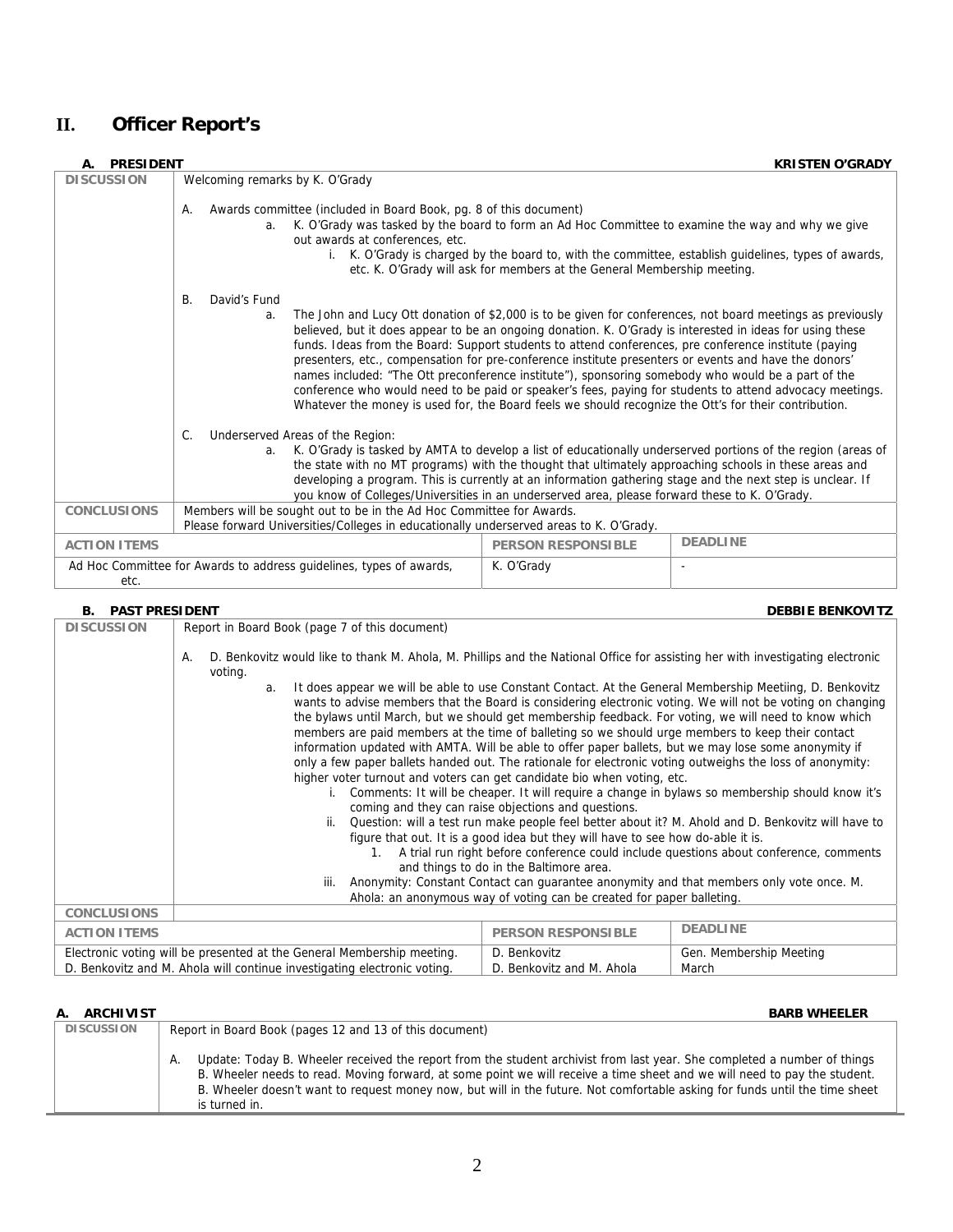# II. Officer Report's

### A. PRESIDENT — KRISTEN O'GRADY

| | |
|---|---|
| **DISCUSSION** | Welcoming remarks by K. O'Grady<br><br>A. Awards committee (included in Board Book, pg. 8 of this document)<br>a. K. O'Grady was tasked by the board to form an Ad Hoc Committee to examine the way and why we give out awards at conferences, etc.<br>i. K. O'Grady is charged by the board to, with the committee, establish guidelines, types of awards, etc. K. O'Grady will ask for members at the General Membership meeting.<br><br>B. David's Fund<br>a. The John and Lucy Ott donation of $2,000 is to be given for conferences, not board meetings as previously believed, but it does appear to be an ongoing donation. K. O'Grady is interested in ideas for using these funds. Ideas from the Board: Support students to attend conferences, pre conference institute (paying presenters, etc., compensation for pre-conference institute presenters or events and have the donors' names included: "The Ott preconference institute"), sponsoring somebody who would be a part of the conference who would need to be paid or speaker's fees, paying for students to attend advocacy meetings. Whatever the money is used for, the Board feels we should recognize the Ott's for their contribution.<br><br>C. Underserved Areas of the Region:<br>a. K. O'Grady is tasked by AMTA to develop a list of educationally underserved portions of the region (areas of the state with no MT programs) with the thought that ultimately approaching schools in these areas and developing a program. This is currently at an information gathering stage and the next step is unclear. If you know of Colleges/Universities in an underserved area, please forward these to K. O'Grady. |
| **CONCLUSIONS** | Members will be sought out to be in the Ad Hoc Committee for Awards.<br>Please forward Universities/Colleges in educationally underserved areas to K. O'Grady. |

| ACTION ITEMS | PERSON RESPONSIBLE | DEADLINE |
|---|---|---|
| Ad Hoc Committee for Awards to address guidelines, types of awards, etc. | K. O'Grady | - |

### B. PAST PRESIDENT — DEBBIE BENKOVITZ

| | |
|---|---|
| **DISCUSSION** | Report in Board Book (page 7 of this document)<br><br>A. D. Benkovitz would like to thank M. Ahola, M. Phillips and the National Office for assisting her with investigating electronic voting.<br>a. It does appear we will be able to use Constant Contact. At the General Membership Meetiing, D. Benkovitz wants to advise members that the Board is considering electronic voting. We will not be voting on changing the bylaws until March, but we should get membership feedback. For voting, we will need to know which members are paid members at the time of balleting so we should urge members to keep their contact information updated with AMTA. Will be able to offer paper ballets, but we may lose some anonymity if only a few paper ballets handed out. The rationale for electronic voting outweighs the loss of anonymity: higher voter turnout and voters can get candidate bio when voting, etc.<br>i. Comments: It will be cheaper. It will require a change in bylaws so membership should know it's coming and they can raise objections and questions.<br>ii. Question: will a test run make people feel better about it? M. Ahold and D. Benkovitz will have to figure that out. It is a good idea but they will have to see how do-able it is.<br>1. A trial run right before conference could include questions about conference, comments and things to do in the Baltimore area.<br>iii. Anonymity: Constant Contact can guarantee anonymity and that members only vote once. M. Ahola: an anonymous way of voting can be created for paper balleting. |
| **CONCLUSIONS** | |

| ACTION ITEMS | PERSON RESPONSIBLE | DEADLINE |
|---|---|---|
| Electronic voting will be presented at the General Membership meeting.<br>D. Benkovitz and M. Ahola will continue investigating electronic voting. | D. Benkovitz<br>D. Benkovitz and M. Ahola | Gen. Membership Meeting<br>March |

### A. ARCHIVIST — BARB WHEELER

| | |
|---|---|
| **DISCUSSION** | Report in Board Book (pages 12 and 13 of this document)<br><br>A. Update: Today B. Wheeler received the report from the student archivist from last year. She completed a number of things B. Wheeler needs to read. Moving forward, at some point we will receive a time sheet and we will need to pay the student. B. Wheeler doesn't want to request money now, but will in the future. Not comfortable asking for funds until the time sheet is turned in. |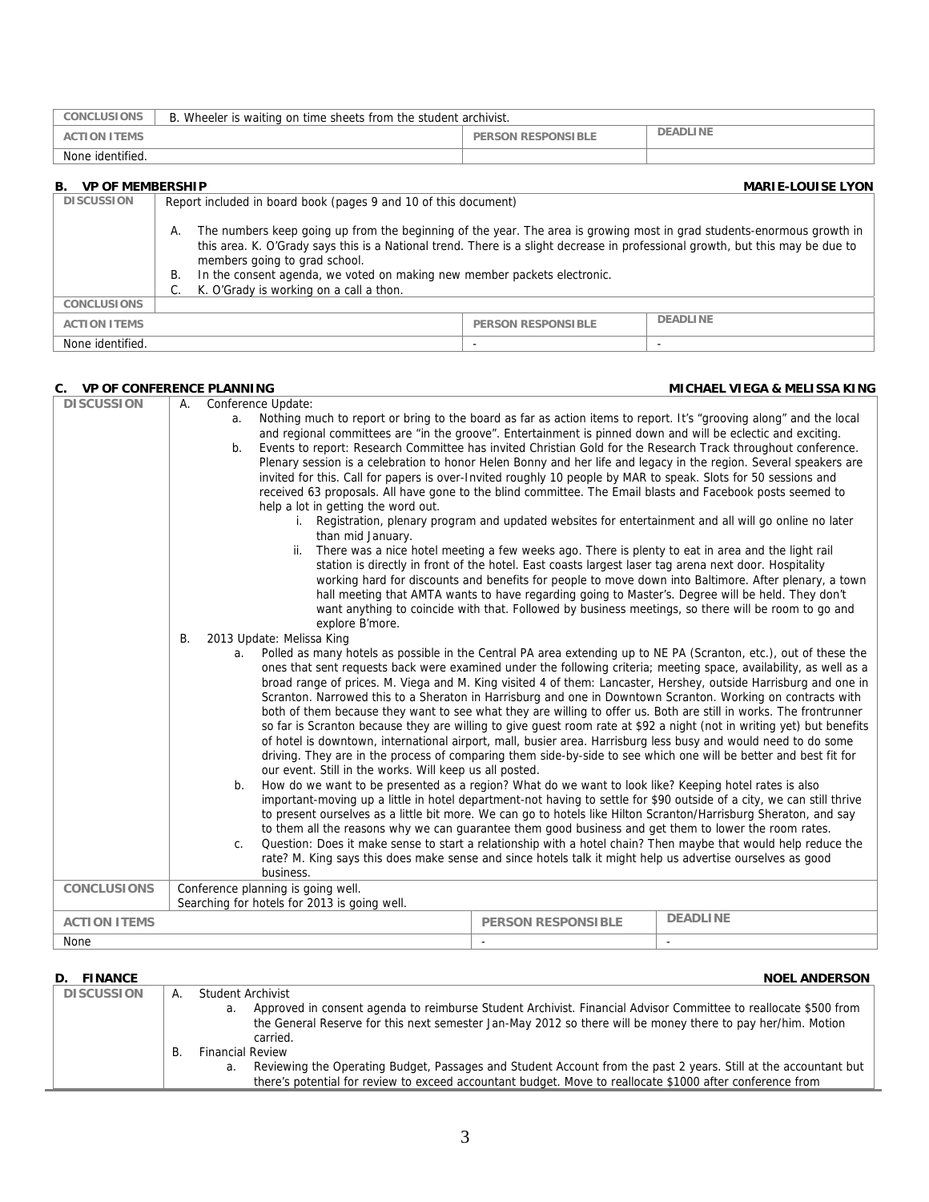| CONCLUSIONS | B. Wheeler is waiting on time sheets from the student archivist. | |
|---|---|---|
| ACTION ITEMS | PERSON RESPONSIBLE | DEADLINE |
| None identified. | | |

## B. VP OF MEMBERSHIP — MARIE-LOUISE LYON

| DISCUSSION | Report included in board book (pages 9 and 10 of this document)<br><br>A. The numbers keep going up from the beginning of the year. The area is growing most in grad students-enormous growth in this area. K. O'Grady says this is a National trend. There is a slight decrease in professional growth, but this may be due to members going to grad school.<br>B. In the consent agenda, we voted on making new member packets electronic.<br>C. K. O'Grady is working on a call a thon. | |
|---|---|---|
| CONCLUSIONS | | |
| ACTION ITEMS | PERSON RESPONSIBLE | DEADLINE |
| None identified. | - | - |

## C. VP OF CONFERENCE PLANNING — MICHAEL VIEGA & MELISSA KING

| DISCUSSION | A. Conference Update:<br>a. Nothing much to report or bring to the board as far as action items to report. It's "grooving along" and the local and regional committees are "in the groove". Entertainment is pinned down and will be eclectic and exciting.<br>b. Events to report: Research Committee has invited Christian Gold for the Research Track throughout conference. Plenary session is a celebration to honor Helen Bonny and her life and legacy in the region. Several speakers are invited for this. Call for papers is over-Invited roughly 10 people by MAR to speak. Slots for 50 sessions and received 63 proposals. All have gone to the blind committee. The Email blasts and Facebook posts seemed to help a lot in getting the word out.<br>i. Registration, plenary program and updated websites for entertainment and all will go online no later than mid January.<br>ii. There was a nice hotel meeting a few weeks ago. There is plenty to eat in area and the light rail station is directly in front of the hotel. East coasts largest laser tag arena next door. Hospitality working hard for discounts and benefits for people to move down into Baltimore. After plenary, a town hall meeting that AMTA wants to have regarding going to Master's. Degree will be held. They don't want anything to coincide with that. Followed by business meetings, so there will be room to go and explore B'more.<br>B. 2013 Update: Melissa King<br>a. Polled as many hotels as possible in the Central PA area extending up to NE PA (Scranton, etc.), out of these the ones that sent requests back were examined under the following criteria; meeting space, availability, as well as a broad range of prices. M. Viega and M. King visited 4 of them: Lancaster, Hershey, outside Harrisburg and one in Scranton. Narrowed this to a Sheraton in Harrisburg and one in Downtown Scranton. Working on contracts with both of them because they want to see what they are willing to offer us. Both are still in works. The frontrunner so far is Scranton because they are willing to give guest room rate at $92 a night (not in writing yet) but benefits of hotel is downtown, international airport, mall, busier area. Harrisburg less busy and would need to do some driving. They are in the process of comparing them side-by-side to see which one will be better and best fit for our event. Still in the works. Will keep us all posted.<br>b. How do we want to be presented as a region? What do we want to look like? Keeping hotel rates is also important-moving up a little in hotel department-not having to settle for $90 outside of a city, we can still thrive to present ourselves as a little bit more. We can go to hotels like Hilton Scranton/Harrisburg Sheraton, and say to them all the reasons why we can guarantee them good business and get them to lower the room rates.<br>c. Question: Does it make sense to start a relationship with a hotel chain? Then maybe that would help reduce the rate? M. King says this does make sense and since hotels talk it might help us advertise ourselves as good business. | |
|---|---|---|
| CONCLUSIONS | Conference planning is going well.<br>Searching for hotels for 2013 is going well. | |
| ACTION ITEMS | PERSON RESPONSIBLE | DEADLINE |
| None | - | - |

## D. FINANCE — NOEL ANDERSON

| DISCUSSION | A. Student Archivist<br>a. Approved in consent agenda to reimburse Student Archivist. Financial Advisor Committee to reallocate $500 from the General Reserve for this next semester Jan-May 2012 so there will be money there to pay her/him. Motion carried.<br>B. Financial Review<br>a. Reviewing the Operating Budget, Passages and Student Account from the past 2 years. Still at the accountant but there's potential for review to exceed accountant budget. Move to reallocate $1000 after conference from |
|---|---|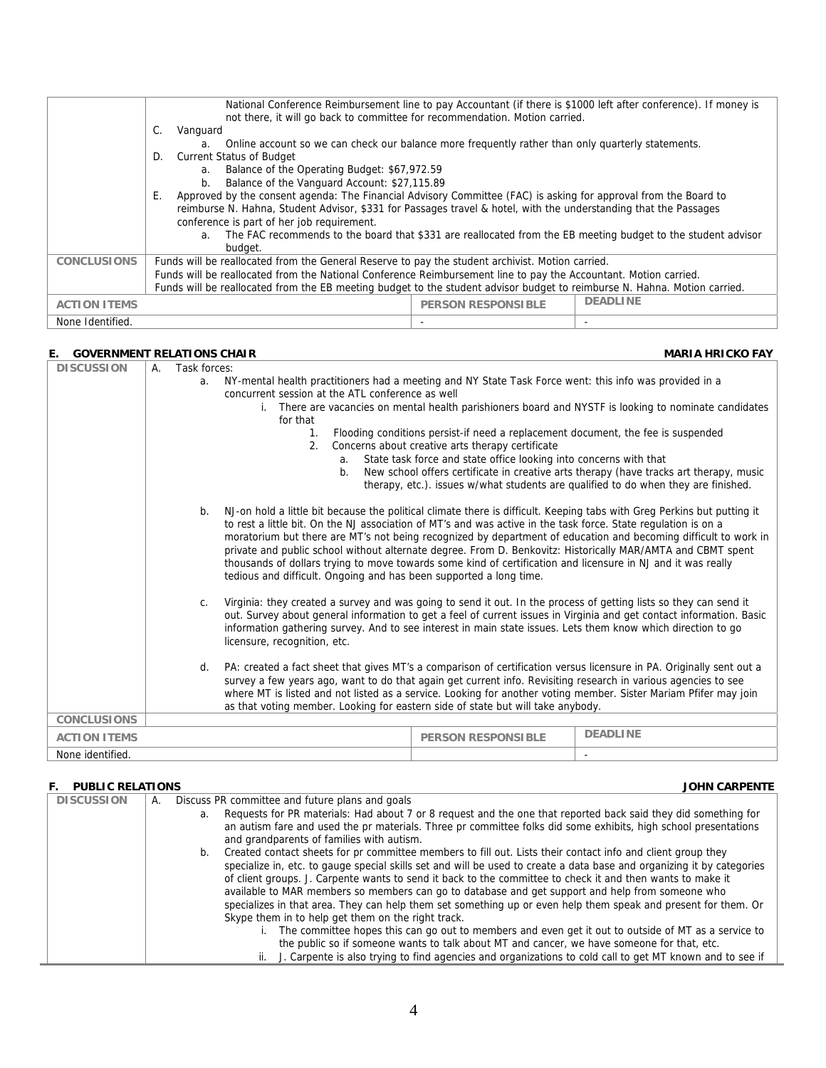| | |
|---|---|
| | National Conference Reimbursement line to pay Accountant (if there is $1000 left after conference). If money is not there, it will go back to committee for recommendation. Motion carried.<br>C. Vanguard<br>a. Online account so we can check our balance more frequently rather than only quarterly statements.<br>D. Current Status of Budget<br>a. Balance of the Operating Budget: $67,972.59<br>b. Balance of the Vanguard Account: $27,115.89<br>E. Approved by the consent agenda: The Financial Advisory Committee (FAC) is asking for approval from the Board to reimburse N. Hahna, Student Advisor, $331 for Passages travel & hotel, with the understanding that the Passages conference is part of her job requirement.<br>a. The FAC recommends to the board that $331 are reallocated from the EB meeting budget to the student advisor budget. |
| **CONCLUSIONS** | Funds will be reallocated from the General Reserve to pay the student archivist. Motion carried.<br>Funds will be reallocated from the National Conference Reimbursement line to pay the Accountant. Motion carried.<br>Funds will be reallocated from the EB meeting budget to the student advisor budget to reimburse N. Hahna. Motion carried. |

| ACTION ITEMS | PERSON RESPONSIBLE | DEADLINE |
|---|---|---|
| None Identified. | - | - |

## E. GOVERNMENT RELATIONS CHAIR — MARIA HRICKO FAY

| | |
|---|---|
| **DISCUSSION** | A. Task forces:<br>a. NY-mental health practitioners had a meeting and NY State Task Force went: this info was provided in a concurrent session at the ATL conference as well<br>i. There are vacancies on mental health parishioners board and NYSTF is looking to nominate candidates for that<br>1. Flooding conditions persist-if need a replacement document, the fee is suspended<br>2. Concerns about creative arts therapy certificate<br>a. State task force and state office looking into concerns with that<br>b. New school offers certificate in creative arts therapy (have tracks art therapy, music therapy, etc.). issues w/what students are qualified to do when they are finished.<br><br>b. NJ-on hold a little bit because the political climate there is difficult. Keeping tabs with Greg Perkins but putting it to rest a little bit. On the NJ association of MT's and was active in the task force. State regulation is on a moratorium but there are MT's not being recognized by department of education and becoming difficult to work in private and public school without alternate degree. From D. Benkovitz: Historically MAR/AMTA and CBMT spent thousands of dollars trying to move towards some kind of certification and licensure in NJ and it was really tedious and difficult. Ongoing and has been supported a long time.<br><br>c. Virginia: they created a survey and was going to send it out. In the process of getting lists so they can send it out. Survey about general information to get a feel of current issues in Virginia and get contact information. Basic information gathering survey. And to see interest in main state issues. Lets them know which direction to go licensure, recognition, etc.<br><br>d. PA: created a fact sheet that gives MT's a comparison of certification versus licensure in PA. Originally sent out a survey a few years ago, want to do that again get current info. Revisiting research in various agencies to see where MT is listed and not listed as a service. Looking for another voting member. Sister Mariam Pfifer may join as that voting member. Looking for eastern side of state but will take anybody. |
| **CONCLUSIONS** | |

| ACTION ITEMS | PERSON RESPONSIBLE | DEADLINE |
|---|---|---|
| None identified. | | - |

## F. PUBLIC RELATIONS — JOHN CARPENTE

| | |
|---|---|
| **DISCUSSION** | A. Discuss PR committee and future plans and goals<br>a. Requests for PR materials: Had about 7 or 8 request and the one that reported back said they did something for an autism fare and used the pr materials. Three pr committee folks did some exhibits, high school presentations and grandparents of families with autism.<br>b. Created contact sheets for pr committee members to fill out. Lists their contact info and client group they specialize in, etc. to gauge special skills set and will be used to create a data base and organizing it by categories of client groups. J. Carpente wants to send it back to the committee to check it and then wants to make it available to MAR members so members can go to database and get support and help from someone who specializes in that area. They can help them set something up or even help them speak and present for them. Or Skype them in to help get them on the right track.<br>i. The committee hopes this can go out to members and even get it out to outside of MT as a service to the public so if someone wants to talk about MT and cancer, we have someone for that, etc.<br>ii. J. Carpente is also trying to find agencies and organizations to cold call to get MT known and to see if |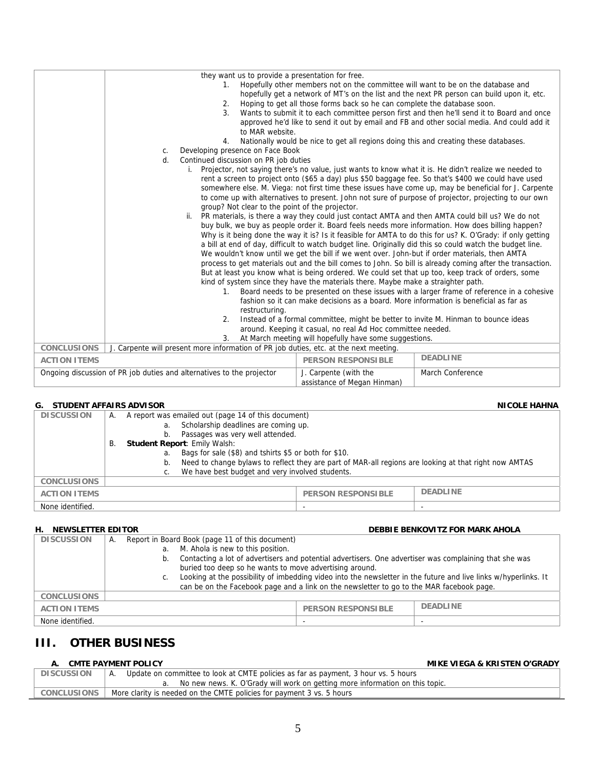| | |
|---|---|
| | they want us to provide a presentation for free.<br>1. Hopefully other members not on the committee will want to be on the database and hopefully get a network of MT's on the list and the next PR person can build upon it, etc.<br>2. Hoping to get all those forms back so he can complete the database soon.<br>3. Wants to submit it to each committee person first and then he'll send it to Board and once approved he'd like to send it out by email and FB and other social media. And could add it to MAR website.<br>4. Nationally would be nice to get all regions doing this and creating these databases.<br>c. Developing presence on Face Book<br>d. Continued discussion on PR job duties<br>i. Projector, not saying there's no value, just wants to know what it is. He didn't realize we needed to rent a screen to project onto ($65 a day) plus $50 baggage fee. So that's $400 we could have used somewhere else. M. Viega: not first time these issues have come up, may be beneficial for J. Carpente to come up with alternatives to present. John not sure of purpose of projector, projecting to our own group? Not clear to the point of the projector.<br>ii. PR materials, is there a way they could just contact AMTA and then AMTA could bill us? We do not buy bulk, we buy as people order it. Board feels needs more information. How does billing happen? Why is it being done the way it is? Is it feasible for AMTA to do this for us? K. O'Grady: if only getting a bill at end of day, difficult to watch budget line. Originally did this so could watch the budget line. We wouldn't know until we get the bill if we went over. John-but if order materials, then AMTA process to get materials out and the bill comes to John. So bill is already coming after the transaction. But at least you know what is being ordered. We could set that up too, keep track of orders, some kind of system since they have the materials there. Maybe make a straighter path.<br>1. Board needs to be presented on these issues with a larger frame of reference in a cohesive fashion so it can make decisions as a board. More information is beneficial as far as restructuring.<br>2. Instead of a formal committee, might be better to invite M. Hinman to bounce ideas around. Keeping it casual, no real Ad Hoc committee needed.<br>3. At March meeting will hopefully have some suggestions. |
| **CONCLUSIONS** | J. Carpente will present more information of PR job duties, etc. at the next meeting. |

| ACTION ITEMS | PERSON RESPONSIBLE | DEADLINE |
|---|---|---|
| Ongoing discussion of PR job duties and alternatives to the projector | J. Carpente (with the assistance of Megan Hinman) | March Conference |

### G. STUDENT AFFAIRS ADVISOR — NICOLE HAHNA

| | |
|---|---|
| **DISCUSSION** | A. A report was emailed out (page 14 of this document)<br>a. Scholarship deadlines are coming up.<br>b. Passages was very well attended.<br>B. **Student Report**: Emily Walsh:<br>a. Bags for sale ($8) and tshirts $5 or both for $10.<br>b. Need to change bylaws to reflect they are part of MAR-all regions are looking at that right now AMTAS<br>c. We have best budget and very involved students. |
| **CONCLUSIONS** | |

| ACTION ITEMS | PERSON RESPONSIBLE | DEADLINE |
|---|---|---|
| None identified. | - | - |

### H. NEWSLETTER EDITOR — DEBBIE BENKOVITZ FOR MARK AHOLA

| | |
|---|---|
| **DISCUSSION** | A. Report in Board Book (page 11 of this document)<br>a. M. Ahola is new to this position.<br>b. Contacting a lot of advertisers and potential advertisers. One advertiser was complaining that she was buried too deep so he wants to move advertising around.<br>c. Looking at the possibility of imbedding video into the newsletter in the future and live links w/hyperlinks. It can be on the Facebook page and a link on the newsletter to go to the MAR facebook page. |
| **CONCLUSIONS** | |

| ACTION ITEMS | PERSON RESPONSIBLE | DEADLINE |
|---|---|---|
| None identified. | - | - |

## III. OTHER BUSINESS

### A. CMTE PAYMENT POLICY — MIKE VIEGA & KRISTEN O'GRADY

| | |
|---|---|
| **DISCUSSION** | A. Update on committee to look at CMTE policies as far as payment, 3 hour vs. 5 hours<br>a. No new news. K. O'Grady will work on getting more information on this topic. |
| **CONCLUSIONS** | More clarity is needed on the CMTE policies for payment 3 vs. 5 hours |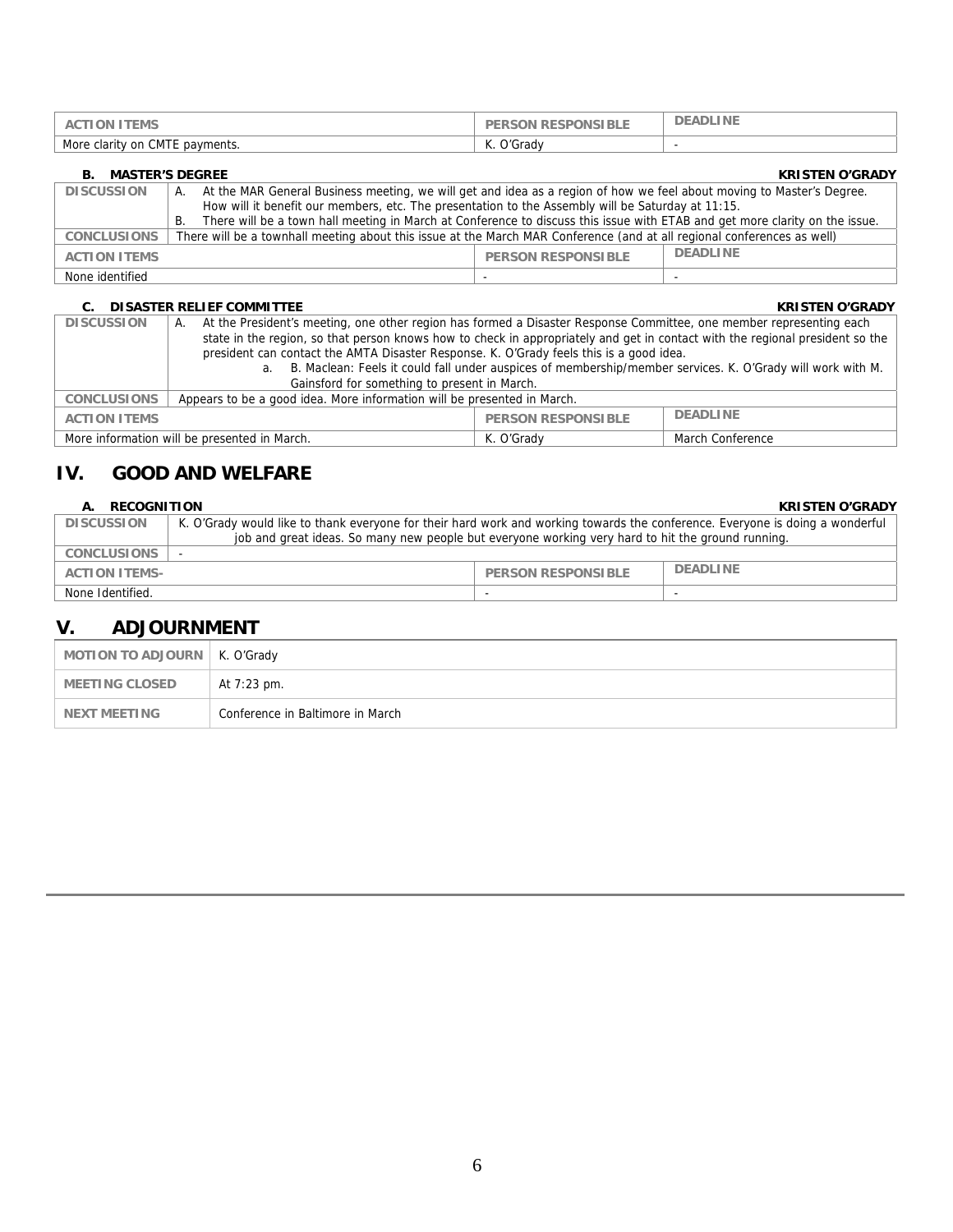| ACTION ITEMS | PERSON RESPONSIBLE | DEADLINE |
|---|---|---|
| More clarity on CMTE payments. | K. O'Grady | - |

### B. MASTER'S DEGREE — KRISTEN O'GRADY

| | |
|---|---|
| DISCUSSION | A. At the MAR General Business meeting, we will get and idea as a region of how we feel about moving to Master's Degree. How will it benefit our members, etc. The presentation to the Assembly will be Saturday at 11:15.<br>B. There will be a town hall meeting in March at Conference to discuss this issue with ETAB and get more clarity on the issue. |
| CONCLUSIONS | There will be a townhall meeting about this issue at the March MAR Conference (and at all regional conferences as well) |

| ACTION ITEMS | PERSON RESPONSIBLE | DEADLINE |
|---|---|---|
| None identified | - | - |

### C. DISASTER RELIEF COMMITTEE — KRISTEN O'GRADY

| | |
|---|---|
| DISCUSSION | A. At the President's meeting, one other region has formed a Disaster Response Committee, one member representing each state in the region, so that person knows how to check in appropriately and get in contact with the regional president so the president can contact the AMTA Disaster Response. K. O'Grady feels this is a good idea.<br>a. B. Maclean: Feels it could fall under auspices of membership/member services. K. O'Grady will work with M. Gainsford for something to present in March. |
| CONCLUSIONS | Appears to be a good idea. More information will be presented in March. |

| ACTION ITEMS | PERSON RESPONSIBLE | DEADLINE |
|---|---|---|
| More information will be presented in March. | K. O'Grady | March Conference |

## IV. GOOD AND WELFARE

### A. RECOGNITION — KRISTEN O'GRADY

| | |
|---|---|
| DISCUSSION | K. O'Grady would like to thank everyone for their hard work and working towards the conference. Everyone is doing a wonderful job and great ideas. So many new people but everyone working very hard to hit the ground running. |
| CONCLUSIONS | - |

| ACTION ITEMS- | PERSON RESPONSIBLE | DEADLINE |
|---|---|---|
| None Identified. | - | - |

## V. ADJOURNMENT

| | |
|---|---|
| MOTION TO ADJOURN | K. O'Grady |
| MEETING CLOSED | At 7:23 pm. |
| NEXT MEETING | Conference in Baltimore in March |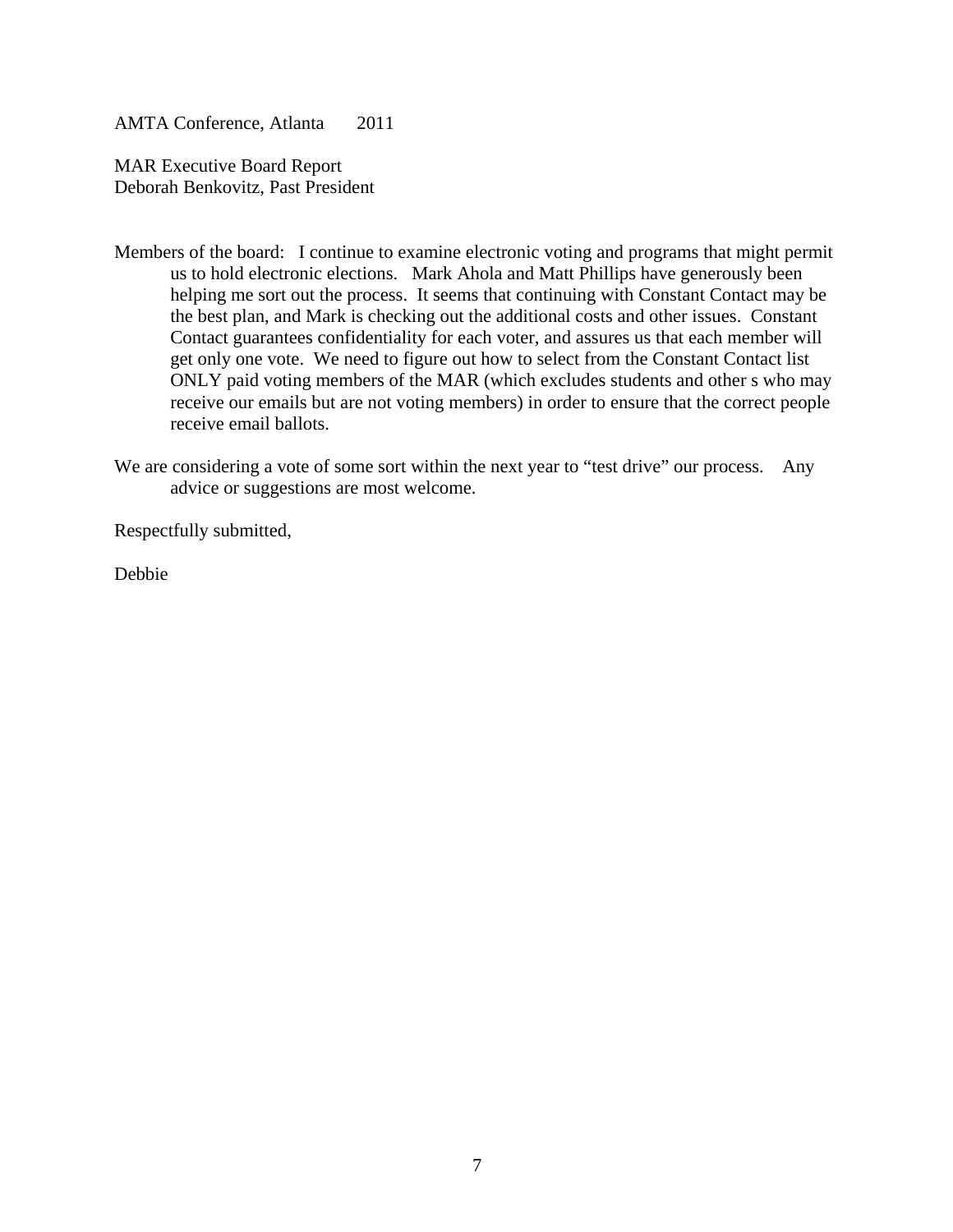AMTA Conference, Atlanta 2011

MAR Executive Board Report
Deborah Benkovitz, Past President

Members of the board: I continue to examine electronic voting and programs that might permit us to hold electronic elections. Mark Ahola and Matt Phillips have generously been helping me sort out the process. It seems that continuing with Constant Contact may be the best plan, and Mark is checking out the additional costs and other issues. Constant Contact guarantees confidentiality for each voter, and assures us that each member will get only one vote. We need to figure out how to select from the Constant Contact list ONLY paid voting members of the MAR (which excludes students and other s who may receive our emails but are not voting members) in order to ensure that the correct people receive email ballots.

We are considering a vote of some sort within the next year to "test drive" our process. Any advice or suggestions are most welcome.

Respectfully submitted,

Debbie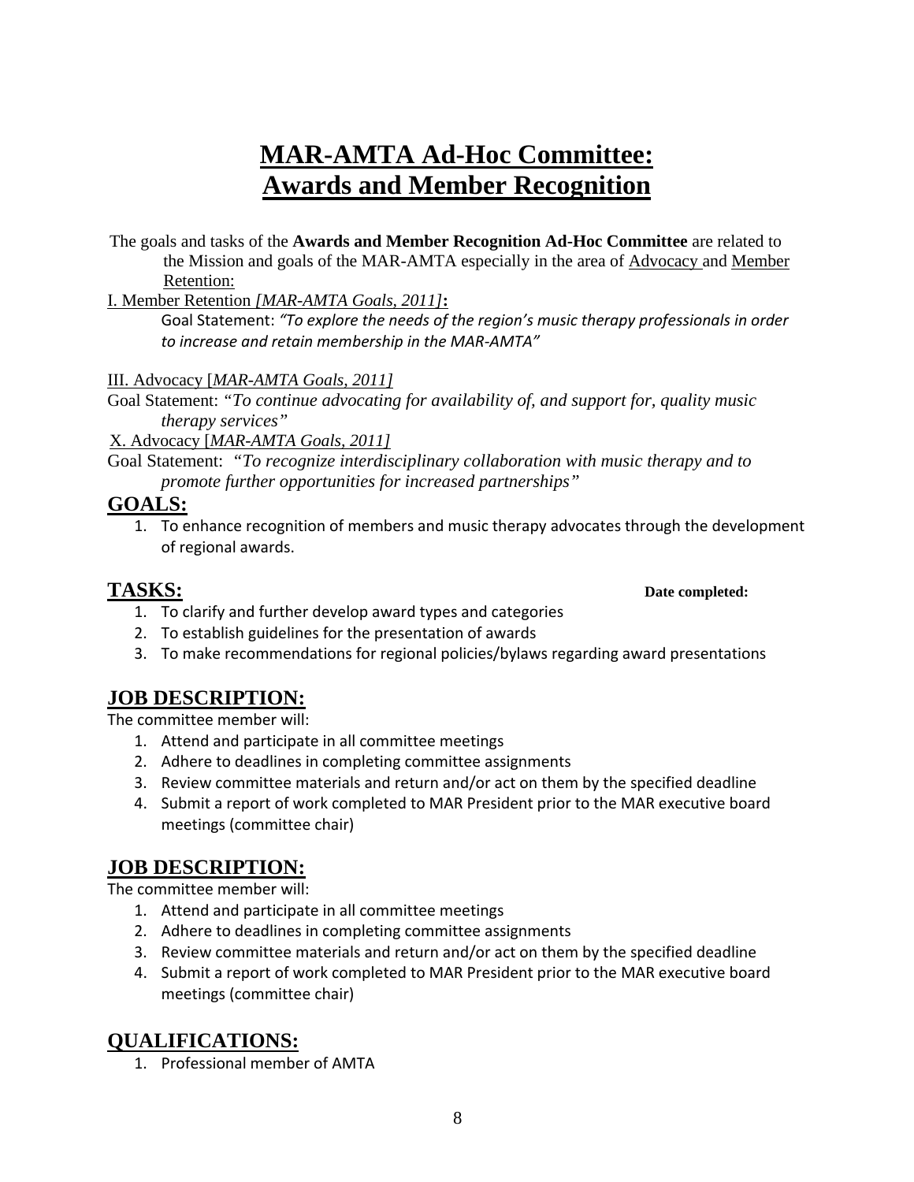# MAR-AMTA Ad-Hoc Committee: Awards and Member Recognition

The goals and tasks of the **Awards and Member Recognition Ad-Hoc Committee** are related to the Mission and goals of the MAR-AMTA especially in the area of Advocacy and Member Retention:

I. Member Retention *[MAR-AMTA Goals, 2011]***:**

Goal Statement: *"To explore the needs of the region's music therapy professionals in order to increase and retain membership in the MAR-AMTA"*

III. Advocacy [*MAR-AMTA Goals, 2011]*

Goal Statement: "*To continue advocating for availability of, and support for, quality music therapy services"*

X. Advocacy [*MAR-AMTA Goals, 2011]*

Goal Statement: "*To recognize interdisciplinary collaboration with music therapy and to promote further opportunities for increased partnerships"*

## GOALS:

1. To enhance recognition of members and music therapy advocates through the development of regional awards.

## TASKS:

**Date completed:**

1. To clarify and further develop award types and categories
2. To establish guidelines for the presentation of awards
3. To make recommendations for regional policies/bylaws regarding award presentations

## JOB DESCRIPTION:

The committee member will:

1. Attend and participate in all committee meetings
2. Adhere to deadlines in completing committee assignments
3. Review committee materials and return and/or act on them by the specified deadline
4. Submit a report of work completed to MAR President prior to the MAR executive board meetings (committee chair)

## JOB DESCRIPTION:

The committee member will:

1. Attend and participate in all committee meetings
2. Adhere to deadlines in completing committee assignments
3. Review committee materials and return and/or act on them by the specified deadline
4. Submit a report of work completed to MAR President prior to the MAR executive board meetings (committee chair)

## QUALIFICATIONS:

1. Professional member of AMTA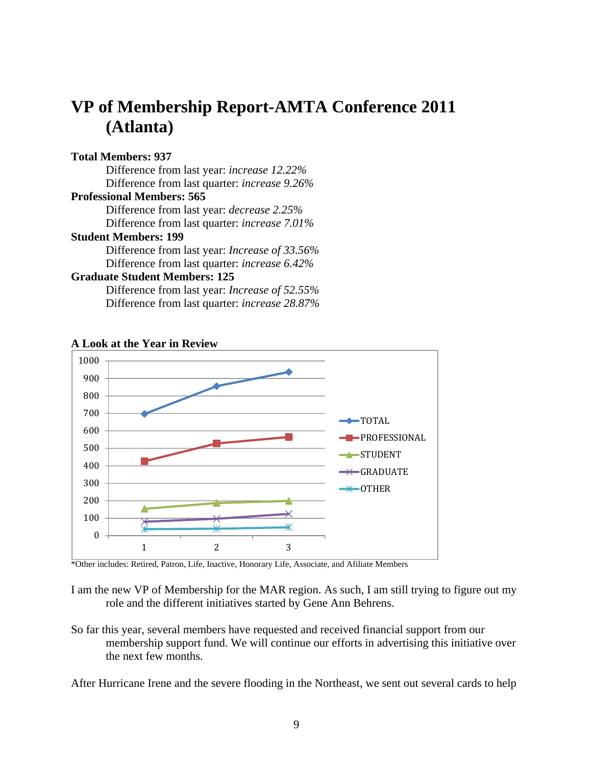# VP of Membership Report-AMTA Conference 2011 (Atlanta)

**Total Members: 937**

Difference from last year: *increase 12.22%*
Difference from last quarter: *increase 9.26%*

**Professional Members: 565**

Difference from last year: *decrease 2.25%*
Difference from last quarter: *increase 7.01%*

**Student Members: 199**

Difference from last year: *Increase of 33.56%*
Difference from last quarter: *increase 6.42%*

**Graduate Student Members: 125**

Difference from last year: *Increase of 52.55%*
Difference from last quarter: *increase 28.87%*

**A Look at the Year in Review**

*Other includes: Retired, Patron, Life, Inactive, Honorary Life, Associate, and Afiliate Members

I am the new VP of Membership for the MAR region. As such, I am still trying to figure out my role and the different initiatives started by Gene Ann Behrens.

So far this year, several members have requested and received financial support from our membership support fund. We will continue our efforts in advertising this initiative over the next few months.

After Hurricane Irene and the severe flooding in the Northeast, we sent out several cards to help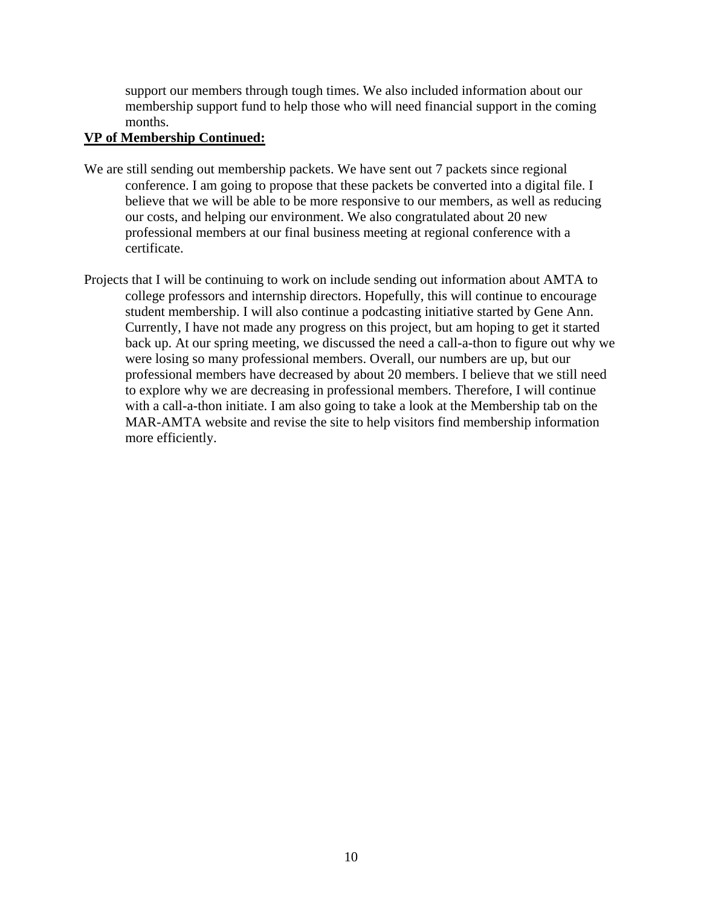support our members through tough times. We also included information about our membership support fund to help those who will need financial support in the coming months.

**VP of Membership Continued:**

We are still sending out membership packets. We have sent out 7 packets since regional conference. I am going to propose that these packets be converted into a digital file. I believe that we will be able to be more responsive to our members, as well as reducing our costs, and helping our environment. We also congratulated about 20 new professional members at our final business meeting at regional conference with a certificate.

Projects that I will be continuing to work on include sending out information about AMTA to college professors and internship directors. Hopefully, this will continue to encourage student membership. I will also continue a podcasting initiative started by Gene Ann. Currently, I have not made any progress on this project, but am hoping to get it started back up. At our spring meeting, we discussed the need a call-a-thon to figure out why we were losing so many professional members. Overall, our numbers are up, but our professional members have decreased by about 20 members. I believe that we still need to explore why we are decreasing in professional members. Therefore, I will continue with a call-a-thon initiate. I am also going to take a look at the Membership tab on the MAR-AMTA website and revise the site to help visitors find membership information more efficiently.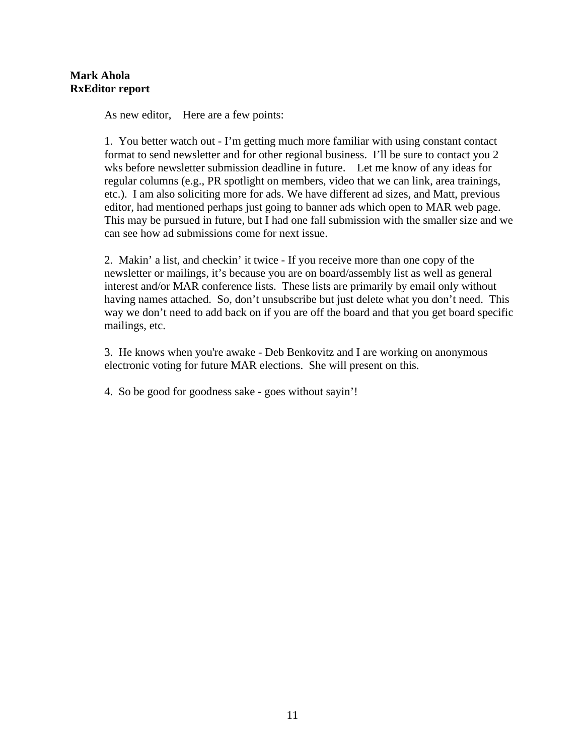**Mark Ahola**
**RxEditor report**

As new editor,    Here are a few points:

1.  You better watch out - I'm getting much more familiar with using constant contact format to send newsletter and for other regional business.  I'll be sure to contact you 2 wks before newsletter submission deadline in future.    Let me know of any ideas for regular columns (e.g., PR spotlight on members, video that we can link, area trainings, etc.).  I am also soliciting more for ads. We have different ad sizes, and Matt, previous editor, had mentioned perhaps just going to banner ads which open to MAR web page. This may be pursued in future, but I had one fall submission with the smaller size and we can see how ad submissions come for next issue.

2.  Makin' a list, and checkin' it twice - If you receive more than one copy of the newsletter or mailings, it's because you are on board/assembly list as well as general interest and/or MAR conference lists.  These lists are primarily by email only without having names attached.  So, don't unsubscribe but just delete what you don't need.  This way we don't need to add back on if you are off the board and that you get board specific mailings, etc.

3.  He knows when you're awake - Deb Benkovitz and I are working on anonymous electronic voting for future MAR elections.  She will present on this.

4.  So be good for goodness sake - goes without sayin'!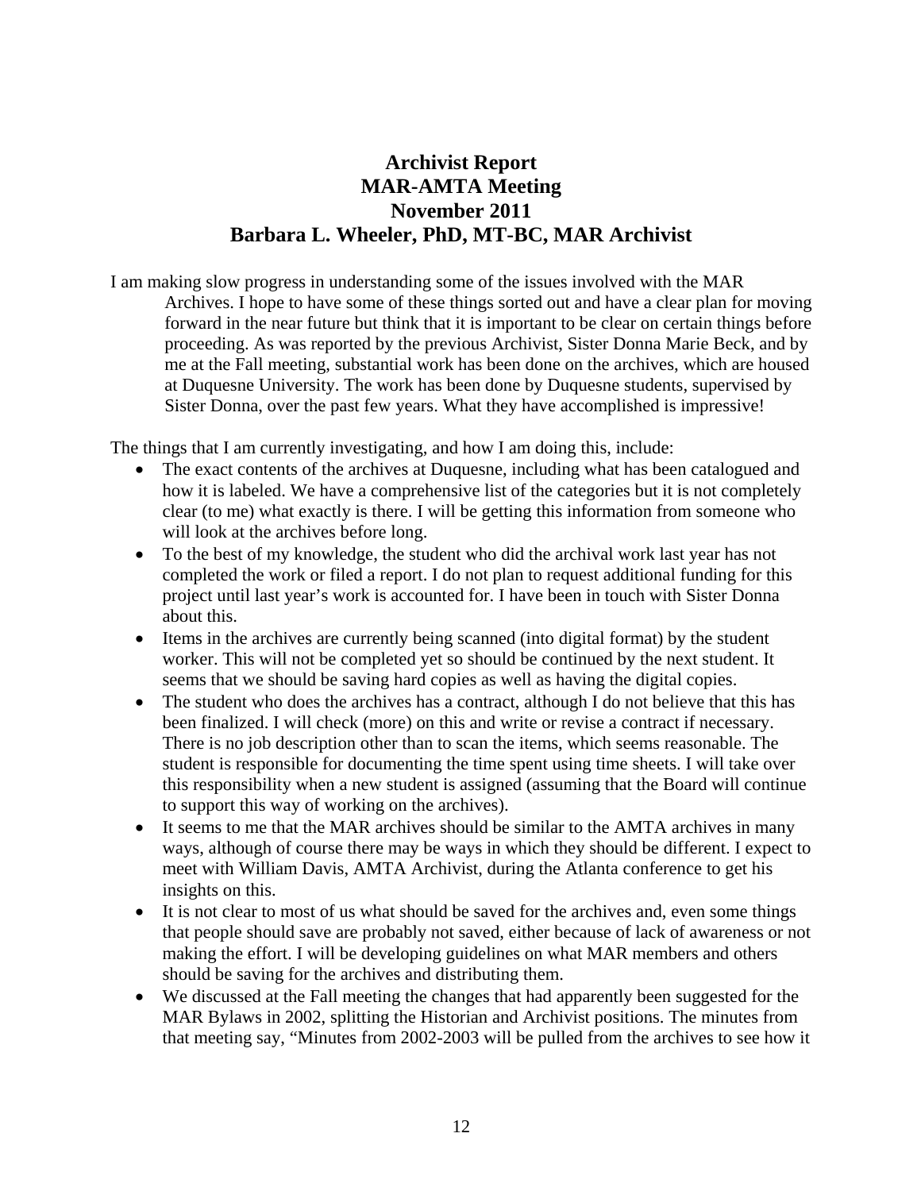# Archivist Report
# MAR-AMTA Meeting
# November 2011
# Barbara L. Wheeler, PhD, MT-BC, MAR Archivist

I am making slow progress in understanding some of the issues involved with the MAR Archives. I hope to have some of these things sorted out and have a clear plan for moving forward in the near future but think that it is important to be clear on certain things before proceeding. As was reported by the previous Archivist, Sister Donna Marie Beck, and by me at the Fall meeting, substantial work has been done on the archives, which are housed at Duquesne University. The work has been done by Duquesne students, supervised by Sister Donna, over the past few years. What they have accomplished is impressive!

The things that I am currently investigating, and how I am doing this, include:

- The exact contents of the archives at Duquesne, including what has been catalogued and how it is labeled. We have a comprehensive list of the categories but it is not completely clear (to me) what exactly is there. I will be getting this information from someone who will look at the archives before long.
- To the best of my knowledge, the student who did the archival work last year has not completed the work or filed a report. I do not plan to request additional funding for this project until last year's work is accounted for. I have been in touch with Sister Donna about this.
- Items in the archives are currently being scanned (into digital format) by the student worker. This will not be completed yet so should be continued by the next student. It seems that we should be saving hard copies as well as having the digital copies.
- The student who does the archives has a contract, although I do not believe that this has been finalized. I will check (more) on this and write or revise a contract if necessary. There is no job description other than to scan the items, which seems reasonable. The student is responsible for documenting the time spent using time sheets. I will take over this responsibility when a new student is assigned (assuming that the Board will continue to support this way of working on the archives).
- It seems to me that the MAR archives should be similar to the AMTA archives in many ways, although of course there may be ways in which they should be different. I expect to meet with William Davis, AMTA Archivist, during the Atlanta conference to get his insights on this.
- It is not clear to most of us what should be saved for the archives and, even some things that people should save are probably not saved, either because of lack of awareness or not making the effort. I will be developing guidelines on what MAR members and others should be saving for the archives and distributing them.
- We discussed at the Fall meeting the changes that had apparently been suggested for the MAR Bylaws in 2002, splitting the Historian and Archivist positions. The minutes from that meeting say, "Minutes from 2002-2003 will be pulled from the archives to see how it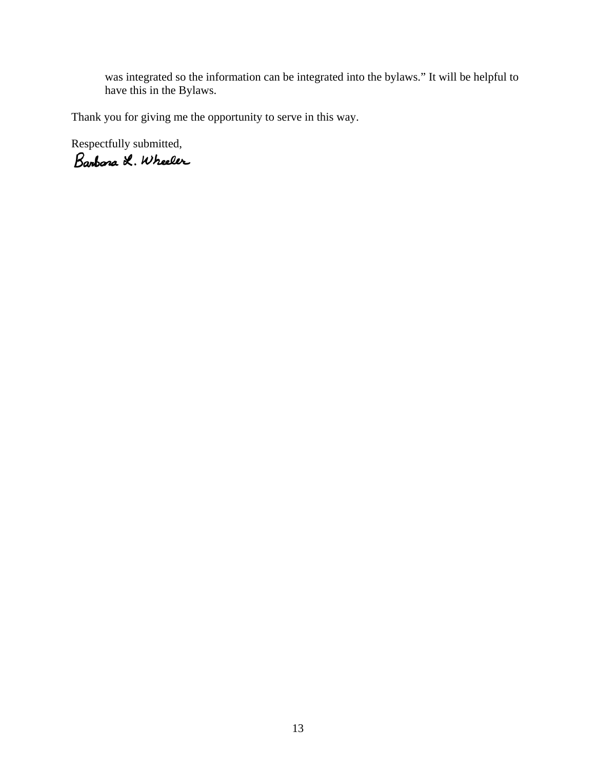was integrated so the information can be integrated into the bylaws." It will be helpful to have this in the Bylaws.

Thank you for giving me the opportunity to serve in this way.

Respectfully submitted,

Barbara L. Wheeler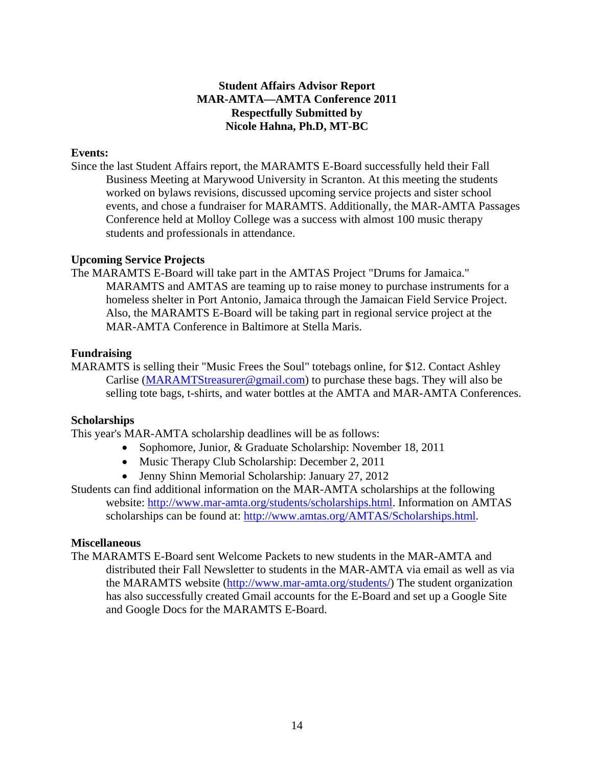**Student Affairs Advisor Report**
**MAR-AMTA—AMTA Conference 2011**
**Respectfully Submitted by**
**Nicole Hahna, Ph.D, MT-BC**

**Events:**

Since the last Student Affairs report, the MARAMTS E-Board successfully held their Fall Business Meeting at Marywood University in Scranton. At this meeting the students worked on bylaws revisions, discussed upcoming service projects and sister school events, and chose a fundraiser for MARAMTS. Additionally, the MAR-AMTA Passages Conference held at Molloy College was a success with almost 100 music therapy students and professionals in attendance.

**Upcoming Service Projects**

The MARAMTS E-Board will take part in the AMTAS Project "Drums for Jamaica." MARAMTS and AMTAS are teaming up to raise money to purchase instruments for a homeless shelter in Port Antonio, Jamaica through the Jamaican Field Service Project. Also, the MARAMTS E-Board will be taking part in regional service project at the MAR-AMTA Conference in Baltimore at Stella Maris.

**Fundraising**

MARAMTS is selling their "Music Frees the Soul" totebags online, for $12. Contact Ashley Carlise (MARAMTStreasurer@gmail.com) to purchase these bags. They will also be selling tote bags, t-shirts, and water bottles at the AMTA and MAR-AMTA Conferences.

**Scholarships**

This year's MAR-AMTA scholarship deadlines will be as follows:

- Sophomore, Junior, & Graduate Scholarship: November 18, 2011
- Music Therapy Club Scholarship: December 2, 2011
- Jenny Shinn Memorial Scholarship: January 27, 2012

Students can find additional information on the MAR-AMTA scholarships at the following website: http://www.mar-amta.org/students/scholarships.html. Information on AMTAS scholarships can be found at: http://www.amtas.org/AMTAS/Scholarships.html.

**Miscellaneous**

The MARAMTS E-Board sent Welcome Packets to new students in the MAR-AMTA and distributed their Fall Newsletter to students in the MAR-AMTA via email as well as via the MARAMTS website (http://www.mar-amta.org/students/) The student organization has also successfully created Gmail accounts for the E-Board and set up a Google Site and Google Docs for the MARAMTS E-Board.